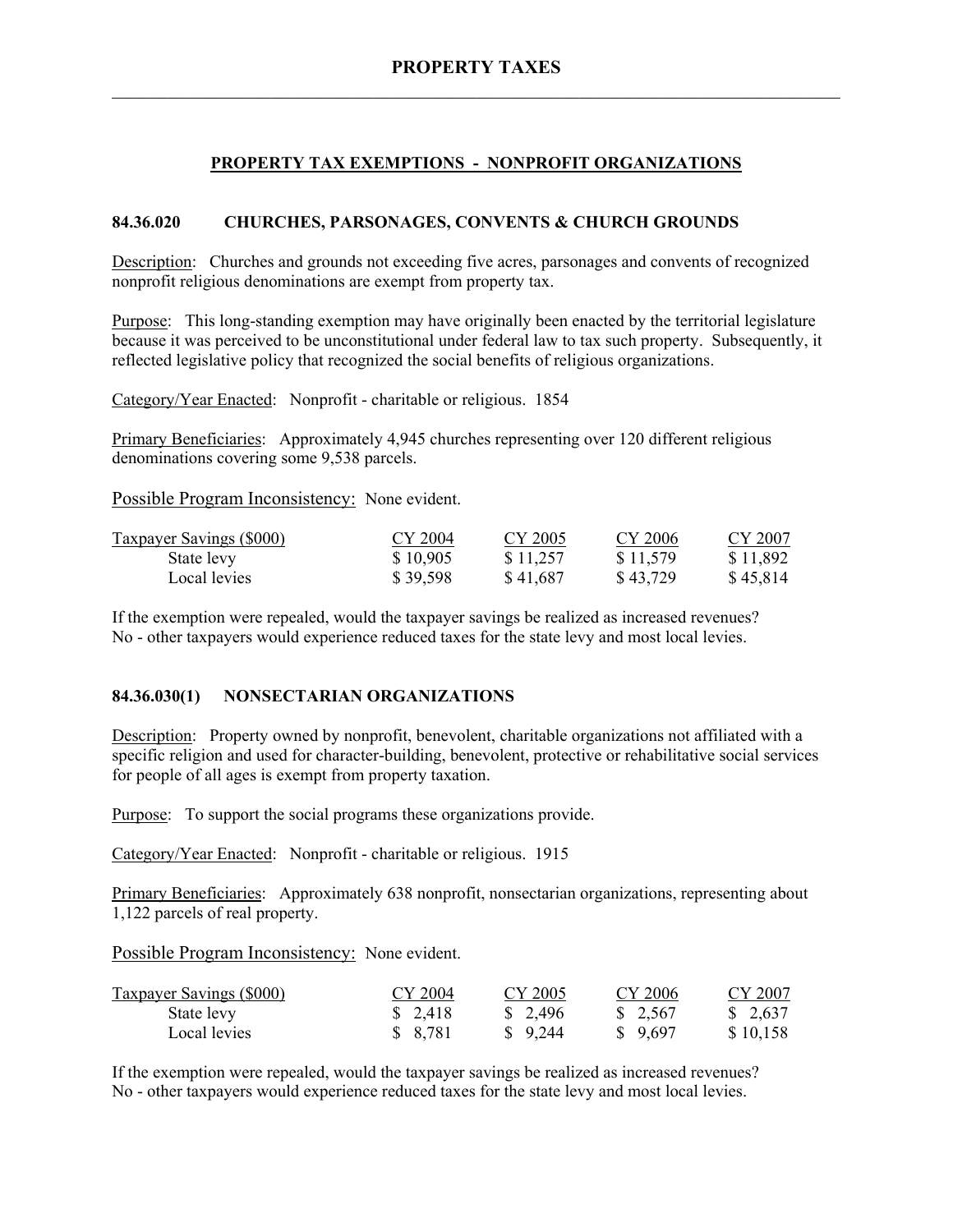# PROPERTY TAXES

## PROPERTY TAX EXEMPTIONS - NONPROFIT ORGANIZATIONS

### 84.36.020 CHURCHES, PARSONAGES, CONVENTS & CHURCH GROUNDS

Description: Churches and grounds not exceeding five acres, parsonages and convents of recognized nonprofit religious denominations are exempt from property tax.

Purpose: This long-standing exemption may have originally been enacted by the territorial legislature because it was perceived to be unconstitutional under federal law to tax such property. Subsequently, it reflected legislative policy that recognized the social benefits of religious organizations.

Category/Year Enacted: Nonprofit - charitable or religious. 1854

Primary Beneficiaries: Approximately 4,945 churches representing over 120 different religious denominations covering some 9,538 parcels.

Possible Program Inconsistency: None evident.

| Taxpayer Savings ($000) | CY 2004 | CY 2005 | CY 2006 | CY 2007 |
|---|---|---|---|---|
| State levy | $ 10,905 | $ 11,257 | $ 11,579 | $ 11,892 |
| Local levies | $ 39,598 | $ 41,687 | $ 43,729 | $ 45,814 |

If the exemption were repealed, would the taxpayer savings be realized as increased revenues? No - other taxpayers would experience reduced taxes for the state levy and most local levies.

### 84.36.030(1) NONSECTARIAN ORGANIZATIONS

Description: Property owned by nonprofit, benevolent, charitable organizations not affiliated with a specific religion and used for character-building, benevolent, protective or rehabilitative social services for people of all ages is exempt from property taxation.

Purpose: To support the social programs these organizations provide.

Category/Year Enacted: Nonprofit - charitable or religious. 1915

Primary Beneficiaries: Approximately 638 nonprofit, nonsectarian organizations, representing about 1,122 parcels of real property.

Possible Program Inconsistency: None evident.

| Taxpayer Savings ($000) | CY 2004 | CY 2005 | CY 2006 | CY 2007 |
|---|---|---|---|---|
| State levy | $ 2,418 | $ 2,496 | $ 2,567 | $ 2,637 |
| Local levies | $ 8,781 | $ 9,244 | $ 9,697 | $ 10,158 |

If the exemption were repealed, would the taxpayer savings be realized as increased revenues? No - other taxpayers would experience reduced taxes for the state levy and most local levies.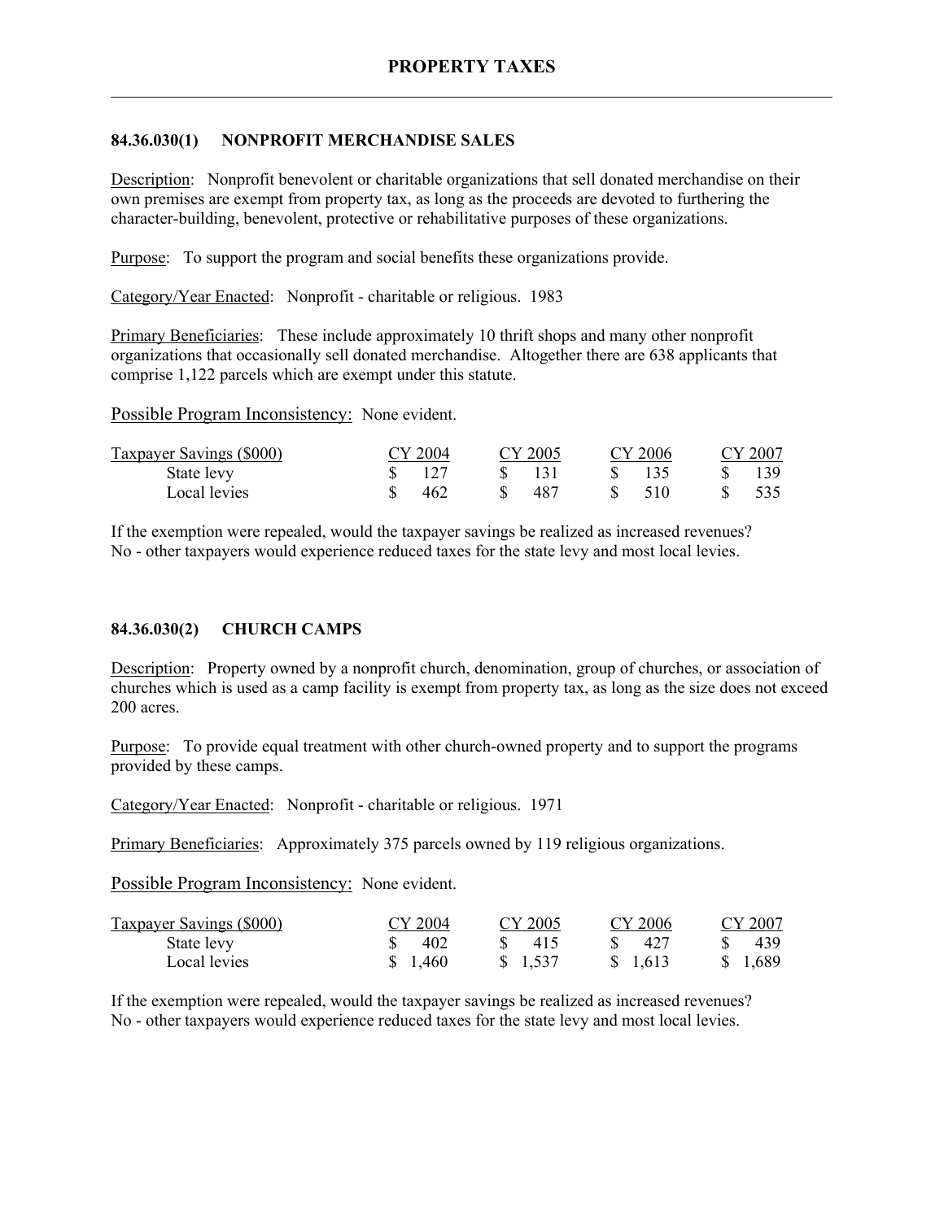## 84.36.030(1) NONPROFIT MERCHANDISE SALES

Description: Nonprofit benevolent or charitable organizations that sell donated merchandise on their own premises are exempt from property tax, as long as the proceeds are devoted to furthering the character-building, benevolent, protective or rehabilitative purposes of these organizations.

Purpose: To support the program and social benefits these organizations provide.

Category/Year Enacted: Nonprofit - charitable or religious. 1983

Primary Beneficiaries: These include approximately 10 thrift shops and many other nonprofit organizations that occasionally sell donated merchandise. Altogether there are 638 applicants that comprise 1,122 parcels which are exempt under this statute.

Possible Program Inconsistency: None evident.

| Taxpayer Savings ($000) | CY 2004 | CY 2005 | CY 2006 | CY 2007 |
|---|---|---|---|---|
| State levy | $ 127 | $ 131 | $ 135 | $ 139 |
| Local levies | $ 462 | $ 487 | $ 510 | $ 535 |

If the exemption were repealed, would the taxpayer savings be realized as increased revenues? No - other taxpayers would experience reduced taxes for the state levy and most local levies.

## 84.36.030(2) CHURCH CAMPS

Description: Property owned by a nonprofit church, denomination, group of churches, or association of churches which is used as a camp facility is exempt from property tax, as long as the size does not exceed 200 acres.

Purpose: To provide equal treatment with other church-owned property and to support the programs provided by these camps.

Category/Year Enacted: Nonprofit - charitable or religious. 1971

Primary Beneficiaries: Approximately 375 parcels owned by 119 religious organizations.

Possible Program Inconsistency: None evident.

| Taxpayer Savings ($000) | CY 2004 | CY 2005 | CY 2006 | CY 2007 |
|---|---|---|---|---|
| State levy | $ 402 | $ 415 | $ 427 | $ 439 |
| Local levies | $ 1,460 | $ 1,537 | $ 1,613 | $ 1,689 |

If the exemption were repealed, would the taxpayer savings be realized as increased revenues? No - other taxpayers would experience reduced taxes for the state levy and most local levies.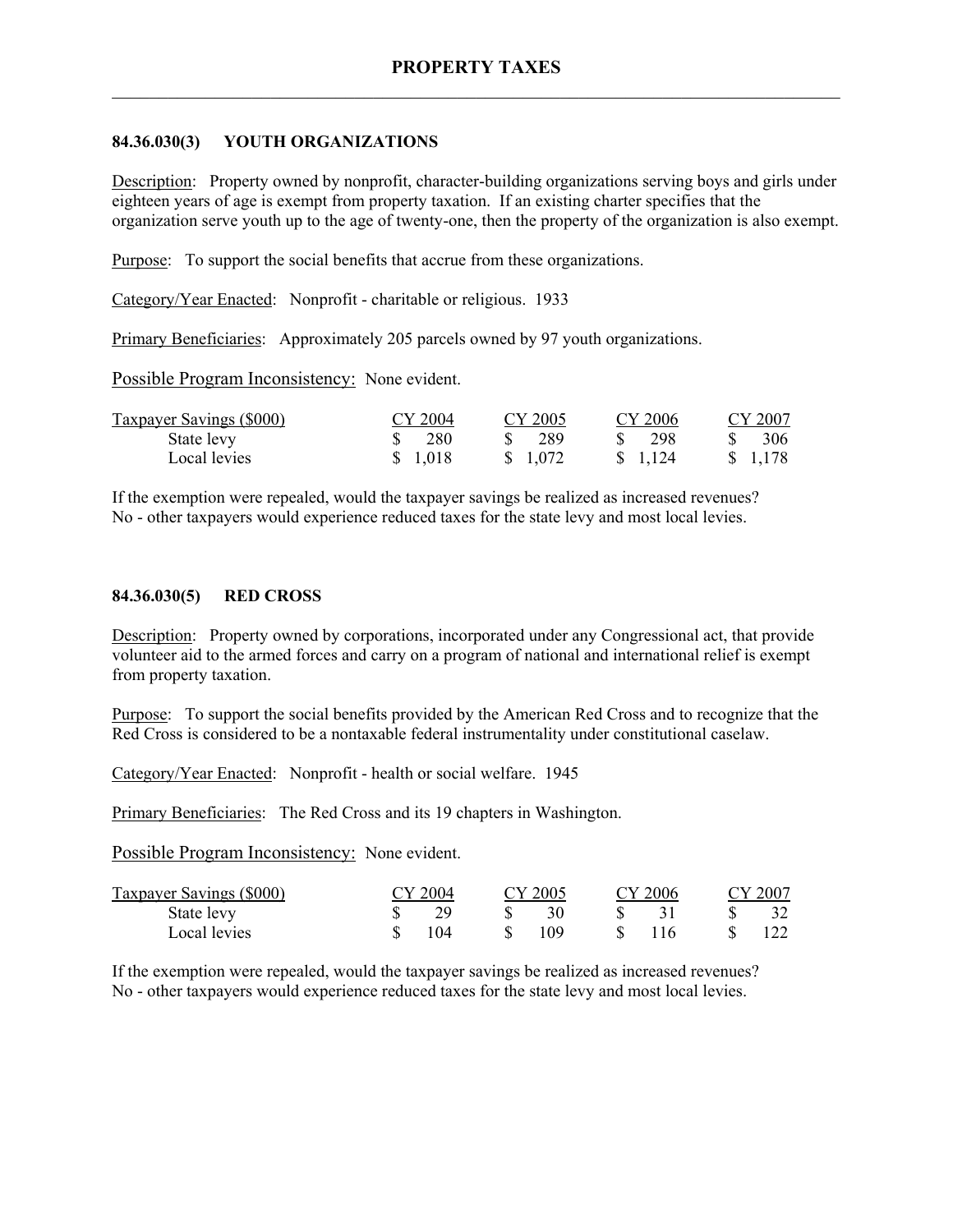# PROPERTY TAXES

## 84.36.030(3) YOUTH ORGANIZATIONS

Description: Property owned by nonprofit, character-building organizations serving boys and girls under eighteen years of age is exempt from property taxation. If an existing charter specifies that the organization serve youth up to the age of twenty-one, then the property of the organization is also exempt.

Purpose: To support the social benefits that accrue from these organizations.

Category/Year Enacted: Nonprofit - charitable or religious. 1933

Primary Beneficiaries: Approximately 205 parcels owned by 97 youth organizations.

Possible Program Inconsistency: None evident.

| Taxpayer Savings ($000) | CY 2004 | CY 2005 | CY 2006 | CY 2007 |
|---|---|---|---|---|
| State levy | $ 280 | $ 289 | $ 298 | $ 306 |
| Local levies | $ 1,018 | $ 1,072 | $ 1,124 | $ 1,178 |

If the exemption were repealed, would the taxpayer savings be realized as increased revenues? No - other taxpayers would experience reduced taxes for the state levy and most local levies.

## 84.36.030(5) RED CROSS

Description: Property owned by corporations, incorporated under any Congressional act, that provide volunteer aid to the armed forces and carry on a program of national and international relief is exempt from property taxation.

Purpose: To support the social benefits provided by the American Red Cross and to recognize that the Red Cross is considered to be a nontaxable federal instrumentality under constitutional caselaw.

Category/Year Enacted: Nonprofit - health or social welfare. 1945

Primary Beneficiaries: The Red Cross and its 19 chapters in Washington.

Possible Program Inconsistency: None evident.

| Taxpayer Savings ($000) | CY 2004 | CY 2005 | CY 2006 | CY 2007 |
|---|---|---|---|---|
| State levy | $ 29 | $ 30 | $ 31 | $ 32 |
| Local levies | $ 104 | $ 109 | $ 116 | $ 122 |

If the exemption were repealed, would the taxpayer savings be realized as increased revenues? No - other taxpayers would experience reduced taxes for the state levy and most local levies.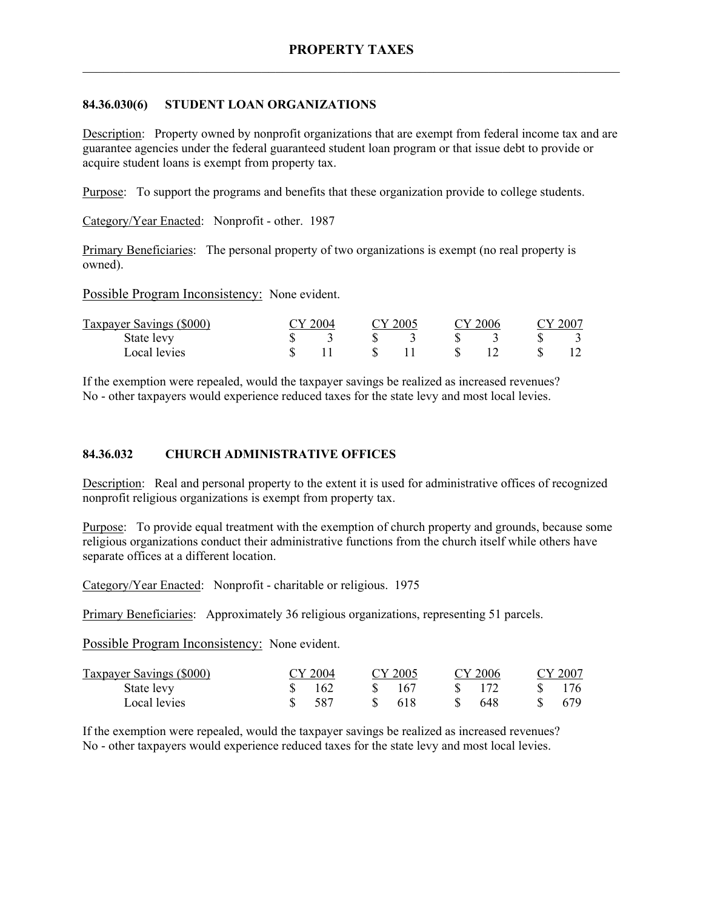## 84.36.030(6) STUDENT LOAN ORGANIZATIONS

Description: Property owned by nonprofit organizations that are exempt from federal income tax and are guarantee agencies under the federal guaranteed student loan program or that issue debt to provide or acquire student loans is exempt from property tax.

Purpose: To support the programs and benefits that these organization provide to college students.

Category/Year Enacted: Nonprofit - other. 1987

Primary Beneficiaries: The personal property of two organizations is exempt (no real property is owned).

Possible Program Inconsistency: None evident.

| Taxpayer Savings ($000) | CY 2004 | CY 2005 | CY 2006 | CY 2007 |
|---|---|---|---|---|
| State levy | $ 3 | $ 3 | $ 3 | $ 3 |
| Local levies | $ 11 | $ 11 | $ 12 | $ 12 |

If the exemption were repealed, would the taxpayer savings be realized as increased revenues? No - other taxpayers would experience reduced taxes for the state levy and most local levies.

## 84.36.032 CHURCH ADMINISTRATIVE OFFICES

Description: Real and personal property to the extent it is used for administrative offices of recognized nonprofit religious organizations is exempt from property tax.

Purpose: To provide equal treatment with the exemption of church property and grounds, because some religious organizations conduct their administrative functions from the church itself while others have separate offices at a different location.

Category/Year Enacted: Nonprofit - charitable or religious. 1975

Primary Beneficiaries: Approximately 36 religious organizations, representing 51 parcels.

Possible Program Inconsistency: None evident.

| Taxpayer Savings ($000) | CY 2004 | CY 2005 | CY 2006 | CY 2007 |
|---|---|---|---|---|
| State levy | $ 162 | $ 167 | $ 172 | $ 176 |
| Local levies | $ 587 | $ 618 | $ 648 | $ 679 |

If the exemption were repealed, would the taxpayer savings be realized as increased revenues? No - other taxpayers would experience reduced taxes for the state levy and most local levies.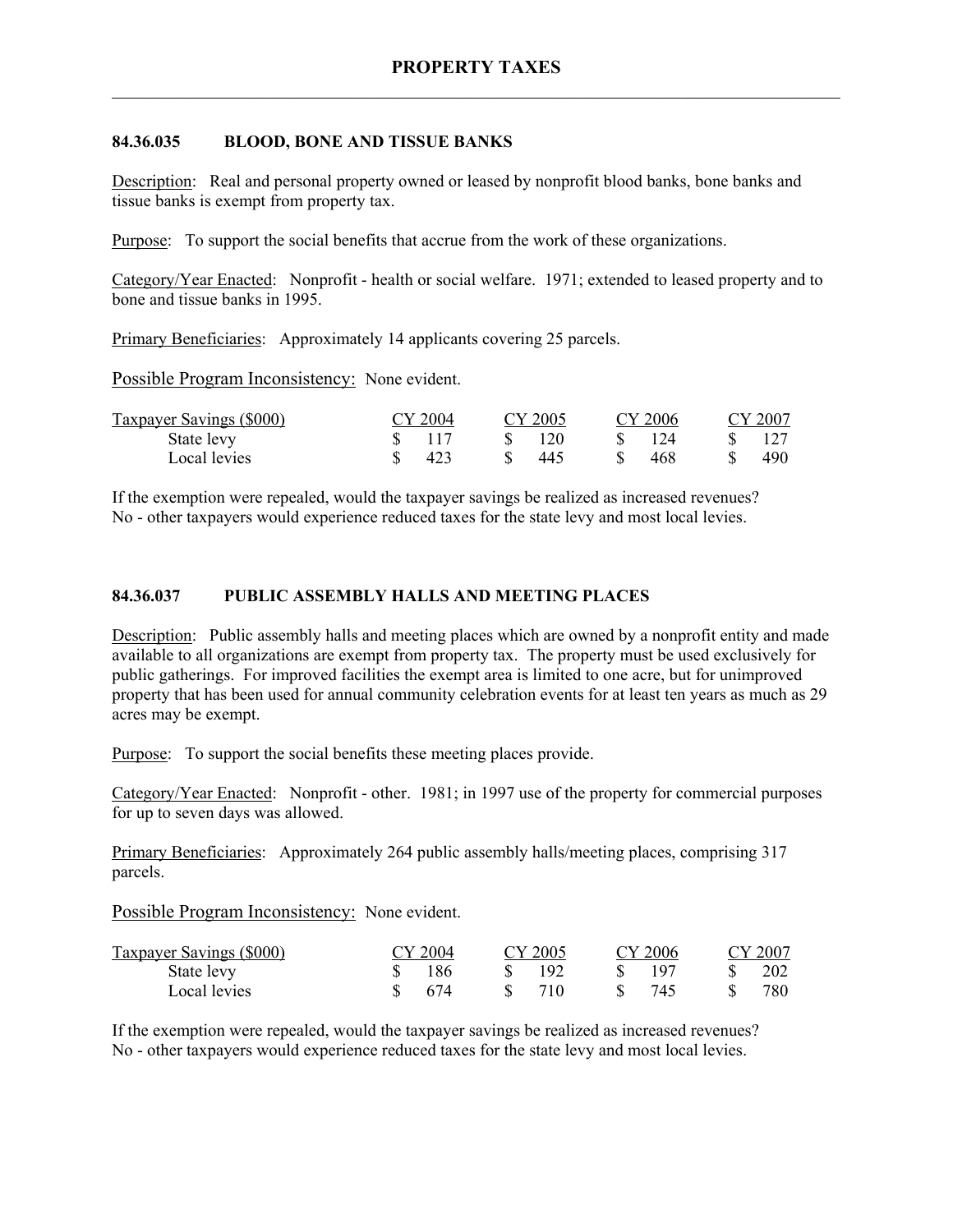## 84.36.035 BLOOD, BONE AND TISSUE BANKS

Description: Real and personal property owned or leased by nonprofit blood banks, bone banks and tissue banks is exempt from property tax.

Purpose: To support the social benefits that accrue from the work of these organizations.

Category/Year Enacted: Nonprofit - health or social welfare. 1971; extended to leased property and to bone and tissue banks in 1995.

Primary Beneficiaries: Approximately 14 applicants covering 25 parcels.

Possible Program Inconsistency: None evident.

| Taxpayer Savings ($000) | CY 2004 | CY 2005 | CY 2006 | CY 2007 |
|---|---|---|---|---|
| State levy | $ 117 | $ 120 | $ 124 | $ 127 |
| Local levies | $ 423 | $ 445 | $ 468 | $ 490 |

If the exemption were repealed, would the taxpayer savings be realized as increased revenues? No - other taxpayers would experience reduced taxes for the state levy and most local levies.

## 84.36.037 PUBLIC ASSEMBLY HALLS AND MEETING PLACES

Description: Public assembly halls and meeting places which are owned by a nonprofit entity and made available to all organizations are exempt from property tax. The property must be used exclusively for public gatherings. For improved facilities the exempt area is limited to one acre, but for unimproved property that has been used for annual community celebration events for at least ten years as much as 29 acres may be exempt.

Purpose: To support the social benefits these meeting places provide.

Category/Year Enacted: Nonprofit - other. 1981; in 1997 use of the property for commercial purposes for up to seven days was allowed.

Primary Beneficiaries: Approximately 264 public assembly halls/meeting places, comprising 317 parcels.

Possible Program Inconsistency: None evident.

| Taxpayer Savings ($000) | CY 2004 | CY 2005 | CY 2006 | CY 2007 |
|---|---|---|---|---|
| State levy | $ 186 | $ 192 | $ 197 | $ 202 |
| Local levies | $ 674 | $ 710 | $ 745 | $ 780 |

If the exemption were repealed, would the taxpayer savings be realized as increased revenues? No - other taxpayers would experience reduced taxes for the state levy and most local levies.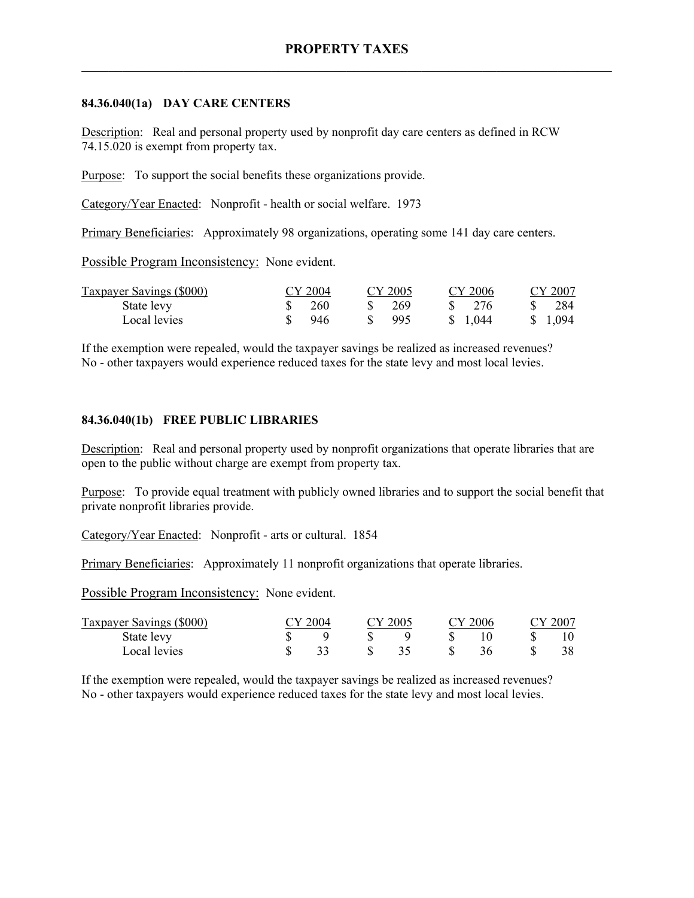# PROPERTY TAXES

### 84.36.040(1a) DAY CARE CENTERS

Description: Real and personal property used by nonprofit day care centers as defined in RCW 74.15.020 is exempt from property tax.

Purpose: To support the social benefits these organizations provide.

Category/Year Enacted: Nonprofit - health or social welfare. 1973

Primary Beneficiaries: Approximately 98 organizations, operating some 141 day care centers.

Possible Program Inconsistency: None evident.

| Taxpayer Savings ($000) | CY 2004 | CY 2005 | CY 2006 | CY 2007 |
|---|---|---|---|---|
| State levy | $ 260 | $ 269 | $ 276 | $ 284 |
| Local levies | $ 946 | $ 995 | $ 1,044 | $ 1,094 |

If the exemption were repealed, would the taxpayer savings be realized as increased revenues? No - other taxpayers would experience reduced taxes for the state levy and most local levies.

### 84.36.040(1b) FREE PUBLIC LIBRARIES

Description: Real and personal property used by nonprofit organizations that operate libraries that are open to the public without charge are exempt from property tax.

Purpose: To provide equal treatment with publicly owned libraries and to support the social benefit that private nonprofit libraries provide.

Category/Year Enacted: Nonprofit - arts or cultural. 1854

Primary Beneficiaries: Approximately 11 nonprofit organizations that operate libraries.

Possible Program Inconsistency: None evident.

| Taxpayer Savings ($000) | CY 2004 | CY 2005 | CY 2006 | CY 2007 |
|---|---|---|---|---|
| State levy | $ 9 | $ 9 | $ 10 | $ 10 |
| Local levies | $ 33 | $ 35 | $ 36 | $ 38 |

If the exemption were repealed, would the taxpayer savings be realized as increased revenues? No - other taxpayers would experience reduced taxes for the state levy and most local levies.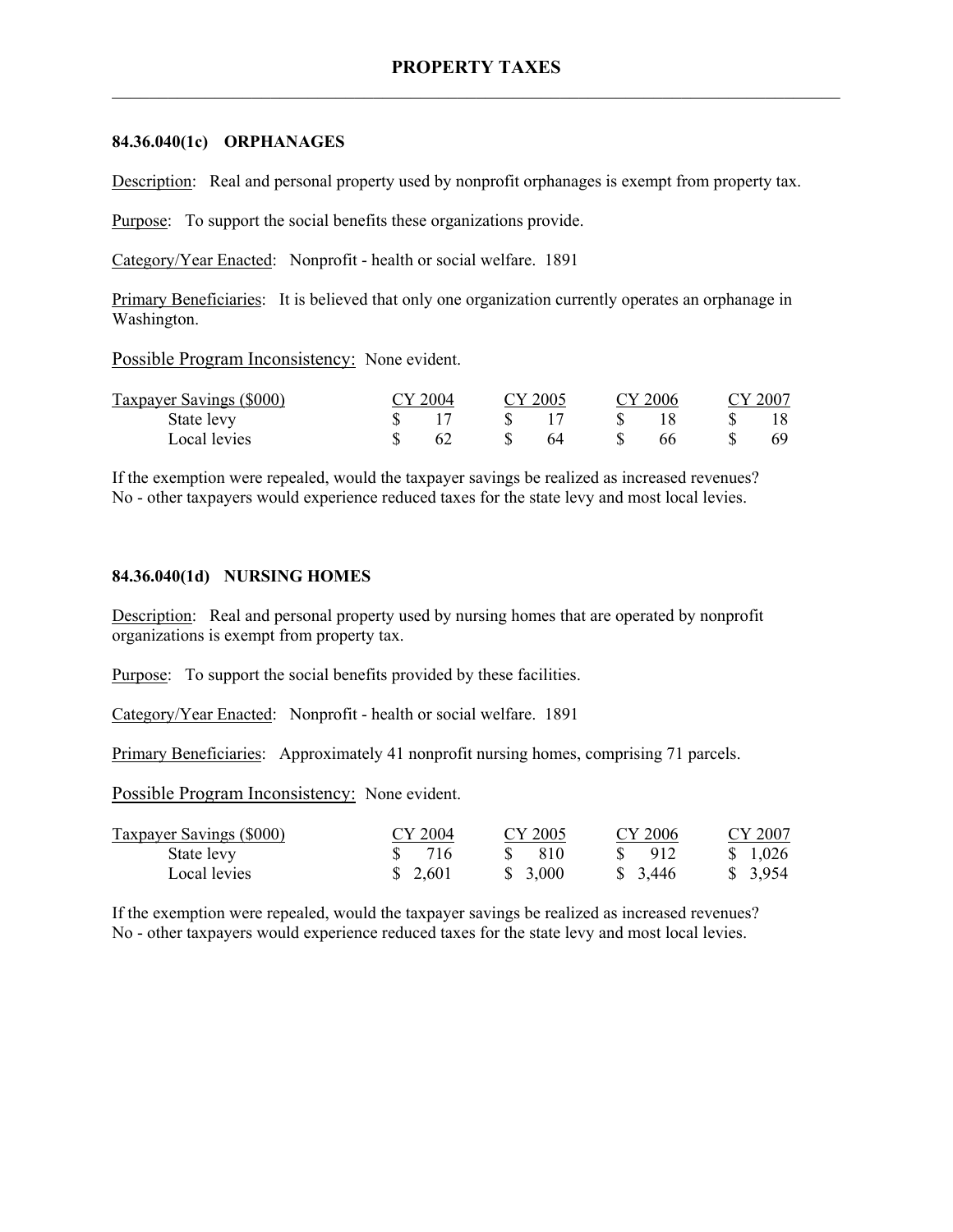## 84.36.040(1c) ORPHANAGES

Description: Real and personal property used by nonprofit orphanages is exempt from property tax.

Purpose: To support the social benefits these organizations provide.

Category/Year Enacted: Nonprofit - health or social welfare. 1891

Primary Beneficiaries: It is believed that only one organization currently operates an orphanage in Washington.

Possible Program Inconsistency: None evident.

| Taxpayer Savings ($000) | CY 2004 | CY 2005 | CY 2006 | CY 2007 |
|---|---|---|---|---|
| State levy | $ 17 | $ 17 | $ 18 | $ 18 |
| Local levies | $ 62 | $ 64 | $ 66 | $ 69 |

If the exemption were repealed, would the taxpayer savings be realized as increased revenues? No - other taxpayers would experience reduced taxes for the state levy and most local levies.

## 84.36.040(1d) NURSING HOMES

Description: Real and personal property used by nursing homes that are operated by nonprofit organizations is exempt from property tax.

Purpose: To support the social benefits provided by these facilities.

Category/Year Enacted: Nonprofit - health or social welfare. 1891

Primary Beneficiaries: Approximately 41 nonprofit nursing homes, comprising 71 parcels.

Possible Program Inconsistency: None evident.

| Taxpayer Savings ($000) | CY 2004 | CY 2005 | CY 2006 | CY 2007 |
|---|---|---|---|---|
| State levy | $ 716 | $ 810 | $ 912 | $ 1,026 |
| Local levies | $ 2,601 | $ 3,000 | $ 3,446 | $ 3,954 |

If the exemption were repealed, would the taxpayer savings be realized as increased revenues? No - other taxpayers would experience reduced taxes for the state levy and most local levies.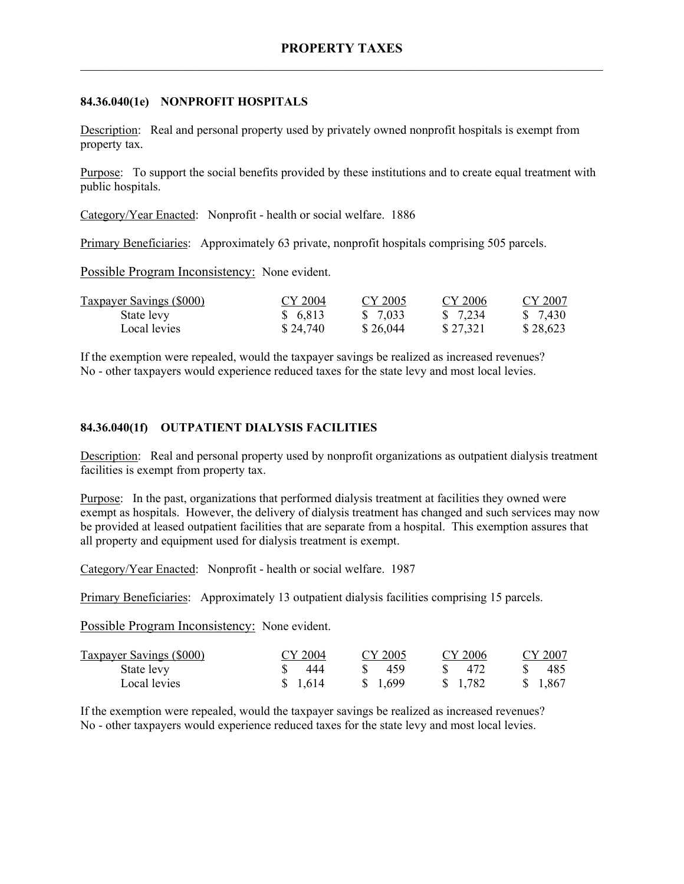# PROPERTY TAXES

## 84.36.040(1e) NONPROFIT HOSPITALS

Description: Real and personal property used by privately owned nonprofit hospitals is exempt from property tax.

Purpose: To support the social benefits provided by these institutions and to create equal treatment with public hospitals.

Category/Year Enacted: Nonprofit - health or social welfare. 1886

Primary Beneficiaries: Approximately 63 private, nonprofit hospitals comprising 505 parcels.

Possible Program Inconsistency: None evident.

| Taxpayer Savings ($000) | CY 2004 | CY 2005 | CY 2006 | CY 2007 |
|---|---|---|---|---|
| State levy | $ 6,813 | $ 7,033 | $ 7,234 | $ 7,430 |
| Local levies | $ 24,740 | $ 26,044 | $ 27,321 | $ 28,623 |

If the exemption were repealed, would the taxpayer savings be realized as increased revenues? No - other taxpayers would experience reduced taxes for the state levy and most local levies.

## 84.36.040(1f) OUTPATIENT DIALYSIS FACILITIES

Description: Real and personal property used by nonprofit organizations as outpatient dialysis treatment facilities is exempt from property tax.

Purpose: In the past, organizations that performed dialysis treatment at facilities they owned were exempt as hospitals. However, the delivery of dialysis treatment has changed and such services may now be provided at leased outpatient facilities that are separate from a hospital. This exemption assures that all property and equipment used for dialysis treatment is exempt.

Category/Year Enacted: Nonprofit - health or social welfare. 1987

Primary Beneficiaries: Approximately 13 outpatient dialysis facilities comprising 15 parcels.

Possible Program Inconsistency: None evident.

| Taxpayer Savings ($000) | CY 2004 | CY 2005 | CY 2006 | CY 2007 |
|---|---|---|---|---|
| State levy | $ 444 | $ 459 | $ 472 | $ 485 |
| Local levies | $ 1,614 | $ 1,699 | $ 1,782 | $ 1,867 |

If the exemption were repealed, would the taxpayer savings be realized as increased revenues? No - other taxpayers would experience reduced taxes for the state levy and most local levies.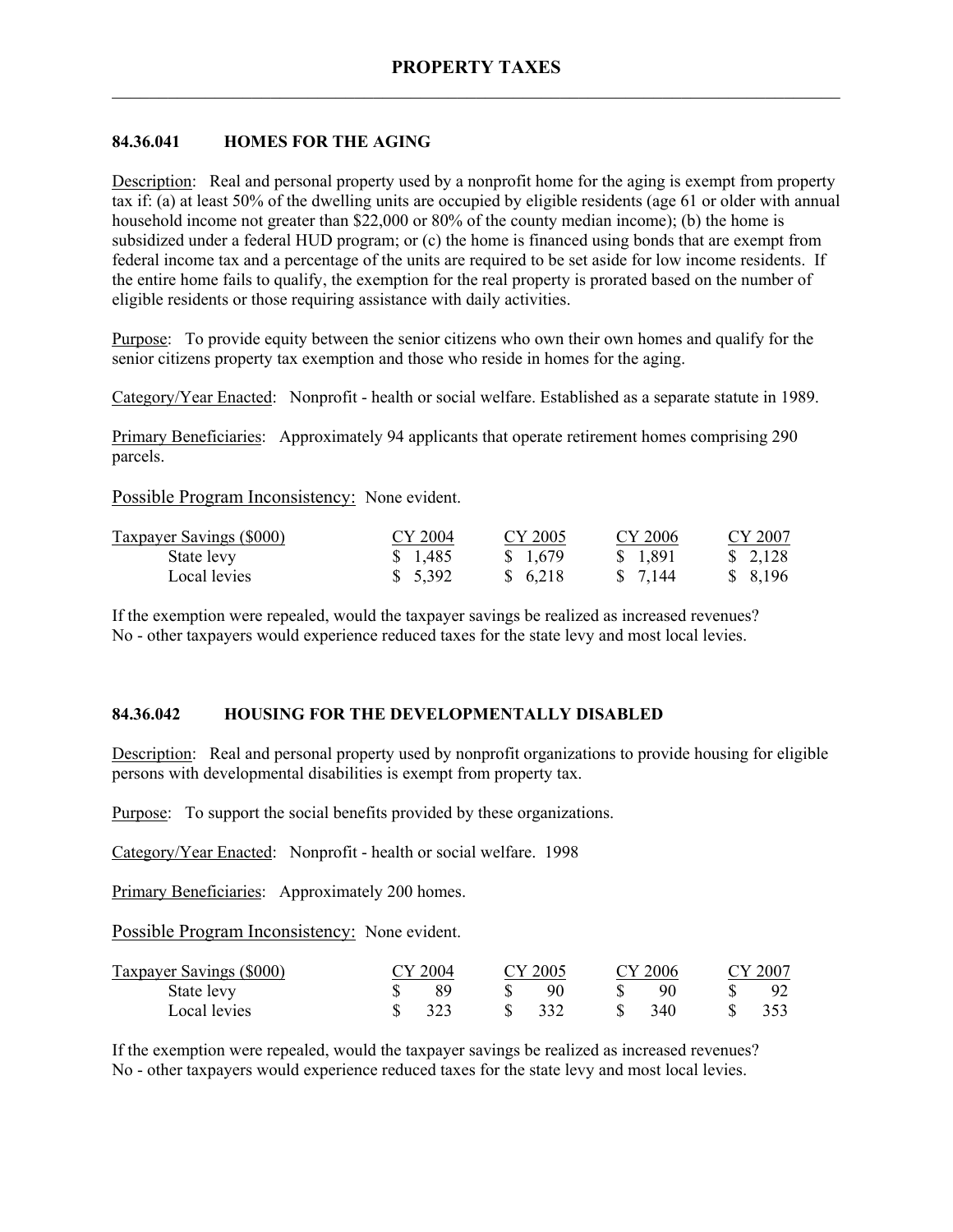## 84.36.041 HOMES FOR THE AGING

Description: Real and personal property used by a nonprofit home for the aging is exempt from property tax if: (a) at least 50% of the dwelling units are occupied by eligible residents (age 61 or older with annual household income not greater than $22,000 or 80% of the county median income); (b) the home is subsidized under a federal HUD program; or (c) the home is financed using bonds that are exempt from federal income tax and a percentage of the units are required to be set aside for low income residents. If the entire home fails to qualify, the exemption for the real property is prorated based on the number of eligible residents or those requiring assistance with daily activities.

Purpose: To provide equity between the senior citizens who own their own homes and qualify for the senior citizens property tax exemption and those who reside in homes for the aging.

Category/Year Enacted: Nonprofit - health or social welfare. Established as a separate statute in 1989.

Primary Beneficiaries: Approximately 94 applicants that operate retirement homes comprising 290 parcels.

Possible Program Inconsistency: None evident.

| Taxpayer Savings ($000) | CY 2004 | CY 2005 | CY 2006 | CY 2007 |
|---|---|---|---|---|
| State levy | $ 1,485 | $ 1,679 | $ 1,891 | $ 2,128 |
| Local levies | $ 5,392 | $ 6,218 | $ 7,144 | $ 8,196 |

If the exemption were repealed, would the taxpayer savings be realized as increased revenues?
No - other taxpayers would experience reduced taxes for the state levy and most local levies.

## 84.36.042 HOUSING FOR THE DEVELOPMENTALLY DISABLED

Description: Real and personal property used by nonprofit organizations to provide housing for eligible persons with developmental disabilities is exempt from property tax.

Purpose: To support the social benefits provided by these organizations.

Category/Year Enacted: Nonprofit - health or social welfare. 1998

Primary Beneficiaries: Approximately 200 homes.

Possible Program Inconsistency: None evident.

| Taxpayer Savings ($000) | CY 2004 | CY 2005 | CY 2006 | CY 2007 |
|---|---|---|---|---|
| State levy | $ 89 | $ 90 | $ 90 | $ 92 |
| Local levies | $ 323 | $ 332 | $ 340 | $ 353 |

If the exemption were repealed, would the taxpayer savings be realized as increased revenues?
No - other taxpayers would experience reduced taxes for the state levy and most local levies.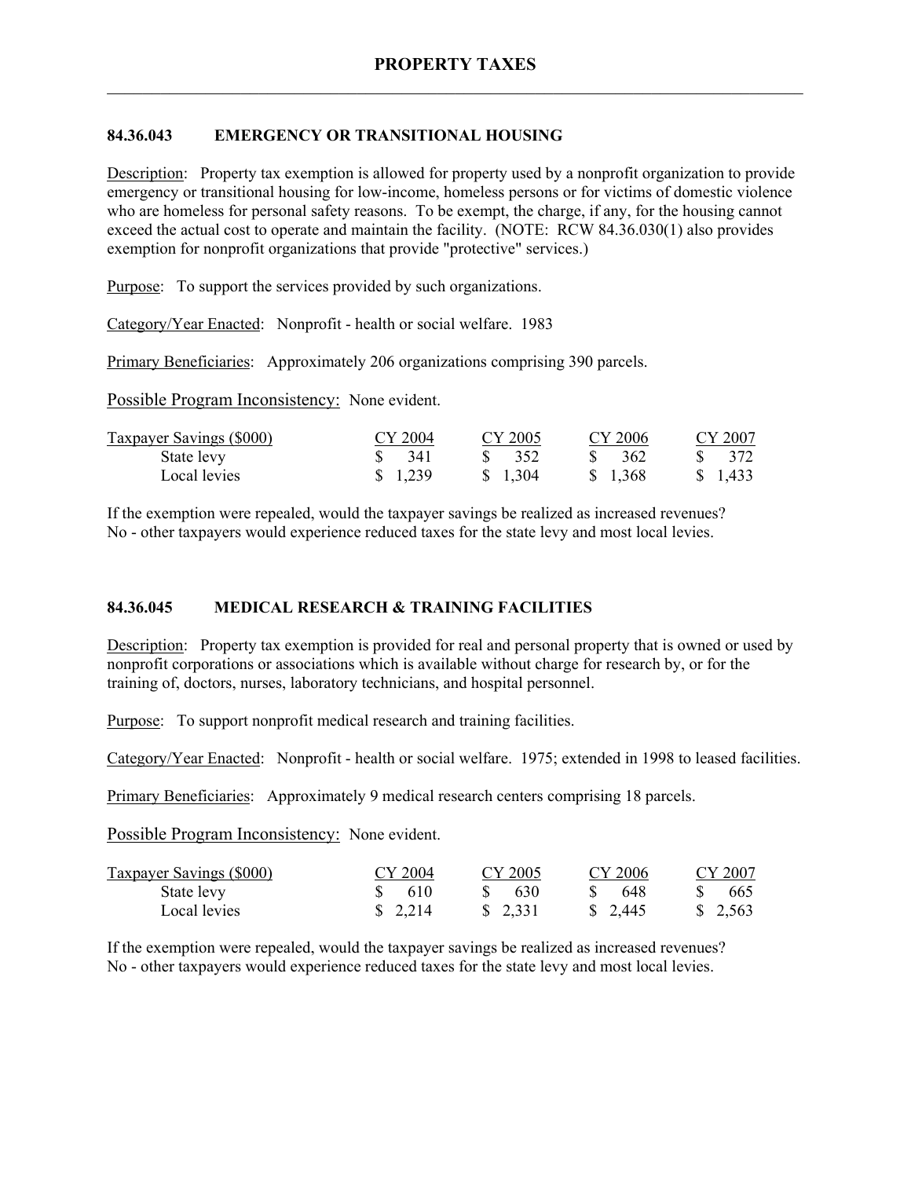# PROPERTY TAXES

## 84.36.043 EMERGENCY OR TRANSITIONAL HOUSING

Description: Property tax exemption is allowed for property used by a nonprofit organization to provide emergency or transitional housing for low-income, homeless persons or for victims of domestic violence who are homeless for personal safety reasons. To be exempt, the charge, if any, for the housing cannot exceed the actual cost to operate and maintain the facility. (NOTE: RCW 84.36.030(1) also provides exemption for nonprofit organizations that provide "protective" services.)

Purpose: To support the services provided by such organizations.

Category/Year Enacted: Nonprofit - health or social welfare. 1983

Primary Beneficiaries: Approximately 206 organizations comprising 390 parcels.

Possible Program Inconsistency: None evident.

| Taxpayer Savings ($000) | CY 2004 | CY 2005 | CY 2006 | CY 2007 |
|---|---|---|---|---|
| State levy | $ 341 | $ 352 | $ 362 | $ 372 |
| Local levies | $ 1,239 | $ 1,304 | $ 1,368 | $ 1,433 |

If the exemption were repealed, would the taxpayer savings be realized as increased revenues? No - other taxpayers would experience reduced taxes for the state levy and most local levies.

## 84.36.045 MEDICAL RESEARCH & TRAINING FACILITIES

Description: Property tax exemption is provided for real and personal property that is owned or used by nonprofit corporations or associations which is available without charge for research by, or for the training of, doctors, nurses, laboratory technicians, and hospital personnel.

Purpose: To support nonprofit medical research and training facilities.

Category/Year Enacted: Nonprofit - health or social welfare. 1975; extended in 1998 to leased facilities.

Primary Beneficiaries: Approximately 9 medical research centers comprising 18 parcels.

Possible Program Inconsistency: None evident.

| Taxpayer Savings ($000) | CY 2004 | CY 2005 | CY 2006 | CY 2007 |
|---|---|---|---|---|
| State levy | $ 610 | $ 630 | $ 648 | $ 665 |
| Local levies | $ 2,214 | $ 2,331 | $ 2,445 | $ 2,563 |

If the exemption were repealed, would the taxpayer savings be realized as increased revenues? No - other taxpayers would experience reduced taxes for the state levy and most local levies.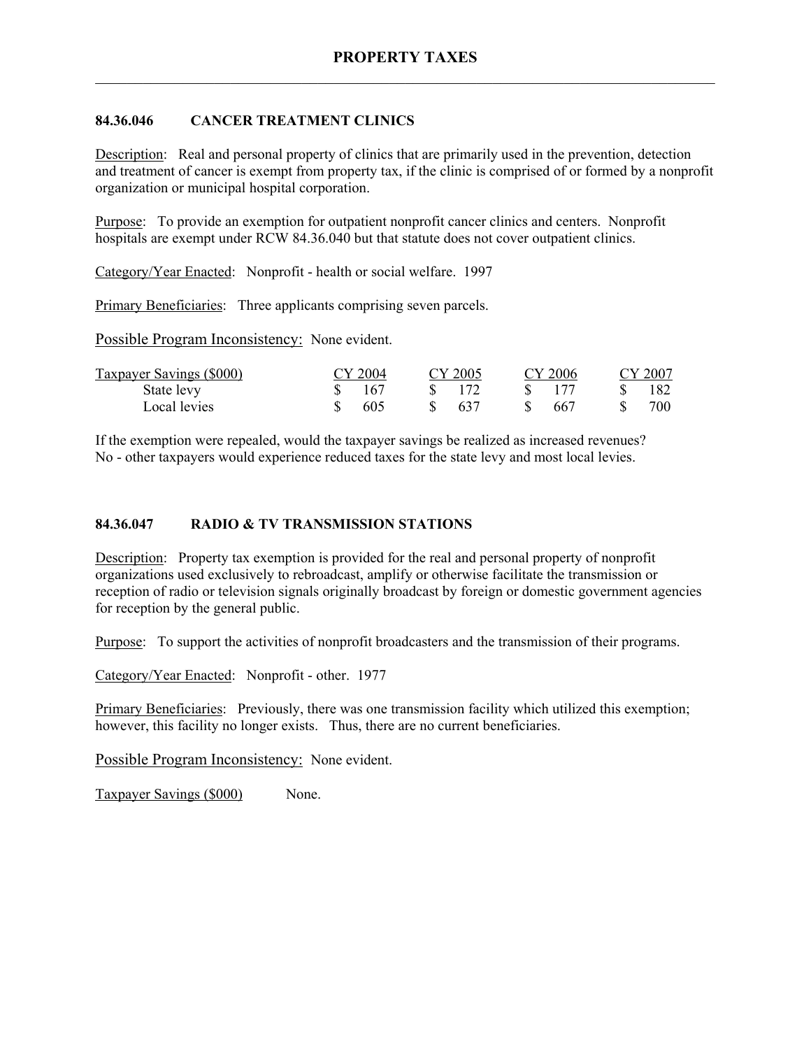## 84.36.046 CANCER TREATMENT CLINICS

Description: Real and personal property of clinics that are primarily used in the prevention, detection and treatment of cancer is exempt from property tax, if the clinic is comprised of or formed by a nonprofit organization or municipal hospital corporation.

Purpose: To provide an exemption for outpatient nonprofit cancer clinics and centers. Nonprofit hospitals are exempt under RCW 84.36.040 but that statute does not cover outpatient clinics.

Category/Year Enacted: Nonprofit - health or social welfare. 1997

Primary Beneficiaries: Three applicants comprising seven parcels.

Possible Program Inconsistency: None evident.

| Taxpayer Savings ($000) | CY 2004 | CY 2005 | CY 2006 | CY 2007 |
|---|---|---|---|---|
| State levy | $ 167 | $ 172 | $ 177 | $ 182 |
| Local levies | $ 605 | $ 637 | $ 667 | $ 700 |

If the exemption were repealed, would the taxpayer savings be realized as increased revenues? No - other taxpayers would experience reduced taxes for the state levy and most local levies.

## 84.36.047 RADIO & TV TRANSMISSION STATIONS

Description: Property tax exemption is provided for the real and personal property of nonprofit organizations used exclusively to rebroadcast, amplify or otherwise facilitate the transmission or reception of radio or television signals originally broadcast by foreign or domestic government agencies for reception by the general public.

Purpose: To support the activities of nonprofit broadcasters and the transmission of their programs.

Category/Year Enacted: Nonprofit - other. 1977

Primary Beneficiaries: Previously, there was one transmission facility which utilized this exemption; however, this facility no longer exists. Thus, there are no current beneficiaries.

Possible Program Inconsistency: None evident.

Taxpayer Savings ($000) None.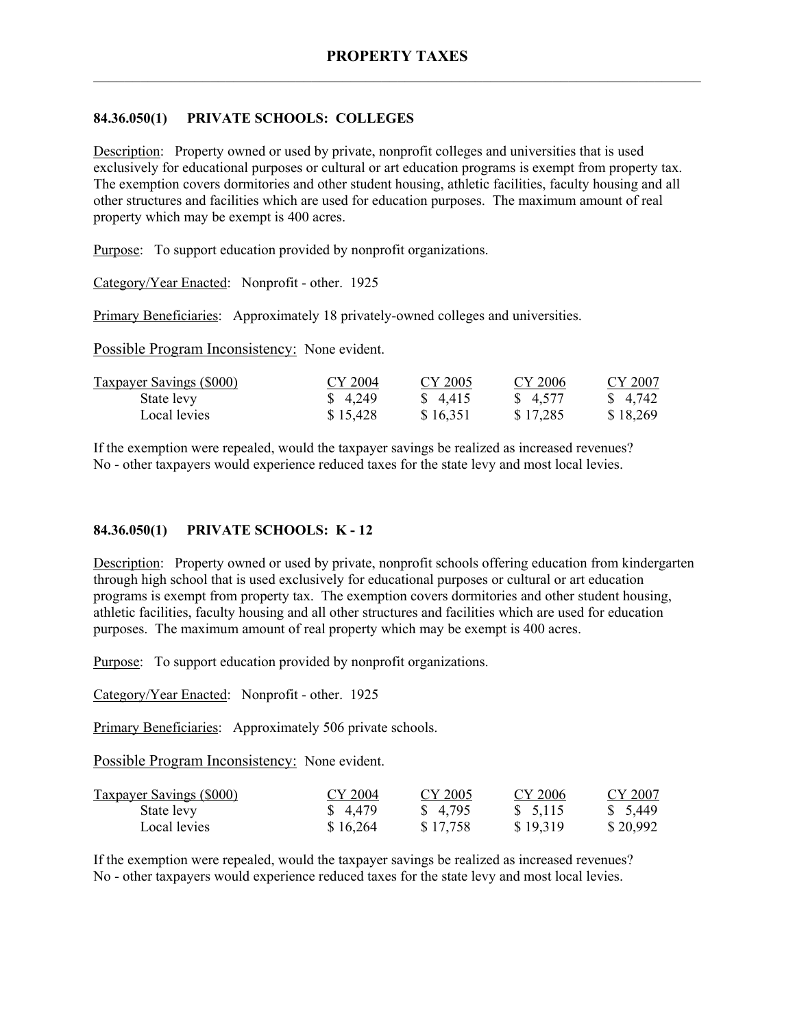## 84.36.050(1) PRIVATE SCHOOLS: COLLEGES

Description: Property owned or used by private, nonprofit colleges and universities that is used exclusively for educational purposes or cultural or art education programs is exempt from property tax. The exemption covers dormitories and other student housing, athletic facilities, faculty housing and all other structures and facilities which are used for education purposes. The maximum amount of real property which may be exempt is 400 acres.

Purpose: To support education provided by nonprofit organizations.

Category/Year Enacted: Nonprofit - other. 1925

Primary Beneficiaries: Approximately 18 privately-owned colleges and universities.

Possible Program Inconsistency: None evident.

| Taxpayer Savings ($000) | CY 2004 | CY 2005 | CY 2006 | CY 2007 |
|---|---|---|---|---|
| State levy | $ 4,249 | $ 4,415 | $ 4,577 | $ 4,742 |
| Local levies | $ 15,428 | $ 16,351 | $ 17,285 | $ 18,269 |

If the exemption were repealed, would the taxpayer savings be realized as increased revenues? No - other taxpayers would experience reduced taxes for the state levy and most local levies.

## 84.36.050(1) PRIVATE SCHOOLS: K - 12

Description: Property owned or used by private, nonprofit schools offering education from kindergarten through high school that is used exclusively for educational purposes or cultural or art education programs is exempt from property tax. The exemption covers dormitories and other student housing, athletic facilities, faculty housing and all other structures and facilities which are used for education purposes. The maximum amount of real property which may be exempt is 400 acres.

Purpose: To support education provided by nonprofit organizations.

Category/Year Enacted: Nonprofit - other. 1925

Primary Beneficiaries: Approximately 506 private schools.

Possible Program Inconsistency: None evident.

| Taxpayer Savings ($000) | CY 2004 | CY 2005 | CY 2006 | CY 2007 |
|---|---|---|---|---|
| State levy | $ 4,479 | $ 4,795 | $ 5,115 | $ 5,449 |
| Local levies | $ 16,264 | $ 17,758 | $ 19,319 | $ 20,992 |

If the exemption were repealed, would the taxpayer savings be realized as increased revenues? No - other taxpayers would experience reduced taxes for the state levy and most local levies.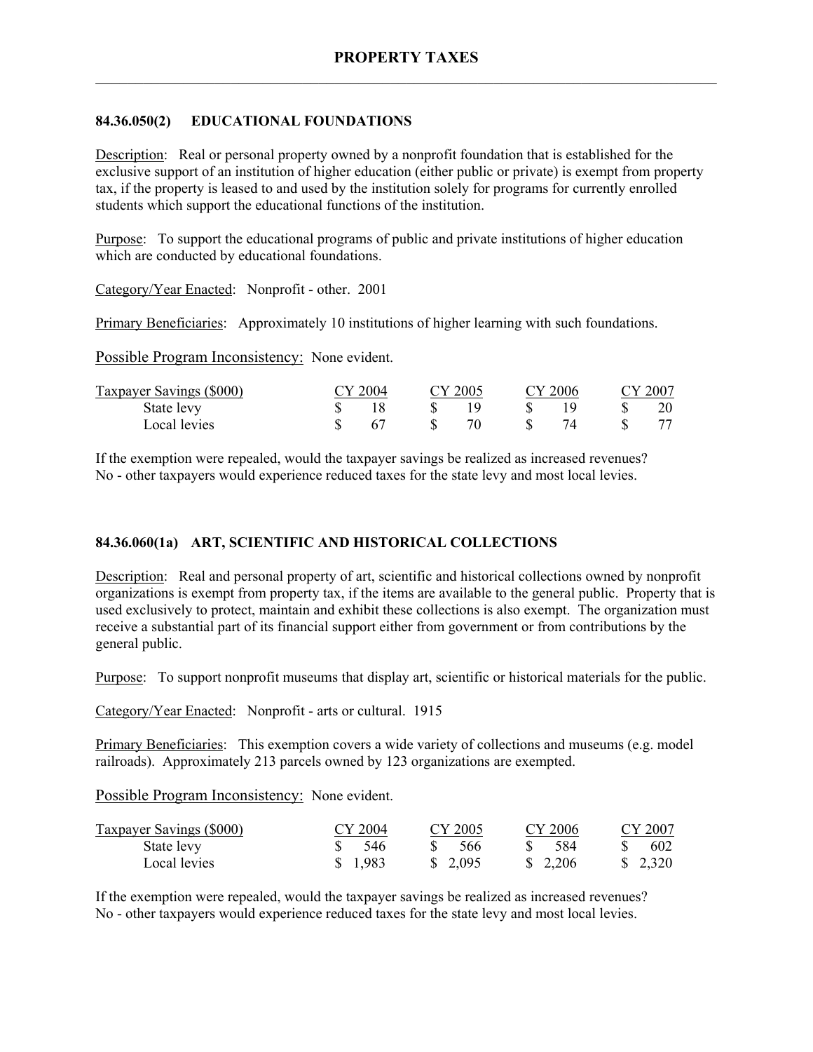## 84.36.050(2) EDUCATIONAL FOUNDATIONS

Description: Real or personal property owned by a nonprofit foundation that is established for the exclusive support of an institution of higher education (either public or private) is exempt from property tax, if the property is leased to and used by the institution solely for programs for currently enrolled students which support the educational functions of the institution.

Purpose: To support the educational programs of public and private institutions of higher education which are conducted by educational foundations.

Category/Year Enacted: Nonprofit - other. 2001

Primary Beneficiaries: Approximately 10 institutions of higher learning with such foundations.

Possible Program Inconsistency: None evident.

| Taxpayer Savings ($000) | CY 2004 | CY 2005 | CY 2006 | CY 2007 |
|---|---|---|---|---|
| State levy | $ 18 | $ 19 | $ 19 | $ 20 |
| Local levies | $ 67 | $ 70 | $ 74 | $ 77 |

If the exemption were repealed, would the taxpayer savings be realized as increased revenues?
No - other taxpayers would experience reduced taxes for the state levy and most local levies.

## 84.36.060(1a) ART, SCIENTIFIC AND HISTORICAL COLLECTIONS

Description: Real and personal property of art, scientific and historical collections owned by nonprofit organizations is exempt from property tax, if the items are available to the general public. Property that is used exclusively to protect, maintain and exhibit these collections is also exempt. The organization must receive a substantial part of its financial support either from government or from contributions by the general public.

Purpose: To support nonprofit museums that display art, scientific or historical materials for the public.

Category/Year Enacted: Nonprofit - arts or cultural. 1915

Primary Beneficiaries: This exemption covers a wide variety of collections and museums (e.g. model railroads). Approximately 213 parcels owned by 123 organizations are exempted.

Possible Program Inconsistency: None evident.

| Taxpayer Savings ($000) | CY 2004 | CY 2005 | CY 2006 | CY 2007 |
|---|---|---|---|---|
| State levy | $ 546 | $ 566 | $ 584 | $ 602 |
| Local levies | $ 1,983 | $ 2,095 | $ 2,206 | $ 2,320 |

If the exemption were repealed, would the taxpayer savings be realized as increased revenues?
No - other taxpayers would experience reduced taxes for the state levy and most local levies.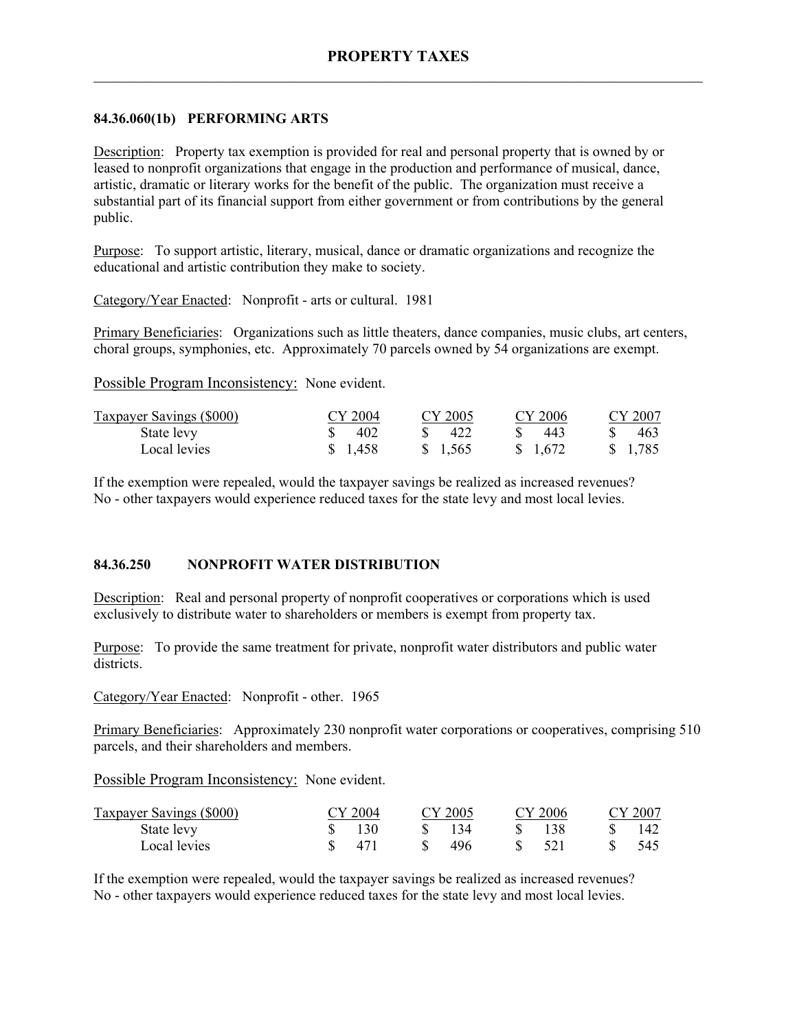# PROPERTY TAXES

## 84.36.060(1b) PERFORMING ARTS

Description: Property tax exemption is provided for real and personal property that is owned by or leased to nonprofit organizations that engage in the production and performance of musical, dance, artistic, dramatic or literary works for the benefit of the public. The organization must receive a substantial part of its financial support from either government or from contributions by the general public.

Purpose: To support artistic, literary, musical, dance or dramatic organizations and recognize the educational and artistic contribution they make to society.

Category/Year Enacted: Nonprofit - arts or cultural. 1981

Primary Beneficiaries: Organizations such as little theaters, dance companies, music clubs, art centers, choral groups, symphonies, etc. Approximately 70 parcels owned by 54 organizations are exempt.

Possible Program Inconsistency: None evident.

| Taxpayer Savings ($000) | CY 2004 | CY 2005 | CY 2006 | CY 2007 |
|---|---|---|---|---|
| State levy | $ 402 | $ 422 | $ 443 | $ 463 |
| Local levies | $ 1,458 | $ 1,565 | $ 1,672 | $ 1,785 |

If the exemption were repealed, would the taxpayer savings be realized as increased revenues? No - other taxpayers would experience reduced taxes for the state levy and most local levies.

## 84.36.250 NONPROFIT WATER DISTRIBUTION

Description: Real and personal property of nonprofit cooperatives or corporations which is used exclusively to distribute water to shareholders or members is exempt from property tax.

Purpose: To provide the same treatment for private, nonprofit water distributors and public water districts.

Category/Year Enacted: Nonprofit - other. 1965

Primary Beneficiaries: Approximately 230 nonprofit water corporations or cooperatives, comprising 510 parcels, and their shareholders and members.

Possible Program Inconsistency: None evident.

| Taxpayer Savings ($000) | CY 2004 | CY 2005 | CY 2006 | CY 2007 |
|---|---|---|---|---|
| State levy | $ 130 | $ 134 | $ 138 | $ 142 |
| Local levies | $ 471 | $ 496 | $ 521 | $ 545 |

If the exemption were repealed, would the taxpayer savings be realized as increased revenues? No - other taxpayers would experience reduced taxes for the state levy and most local levies.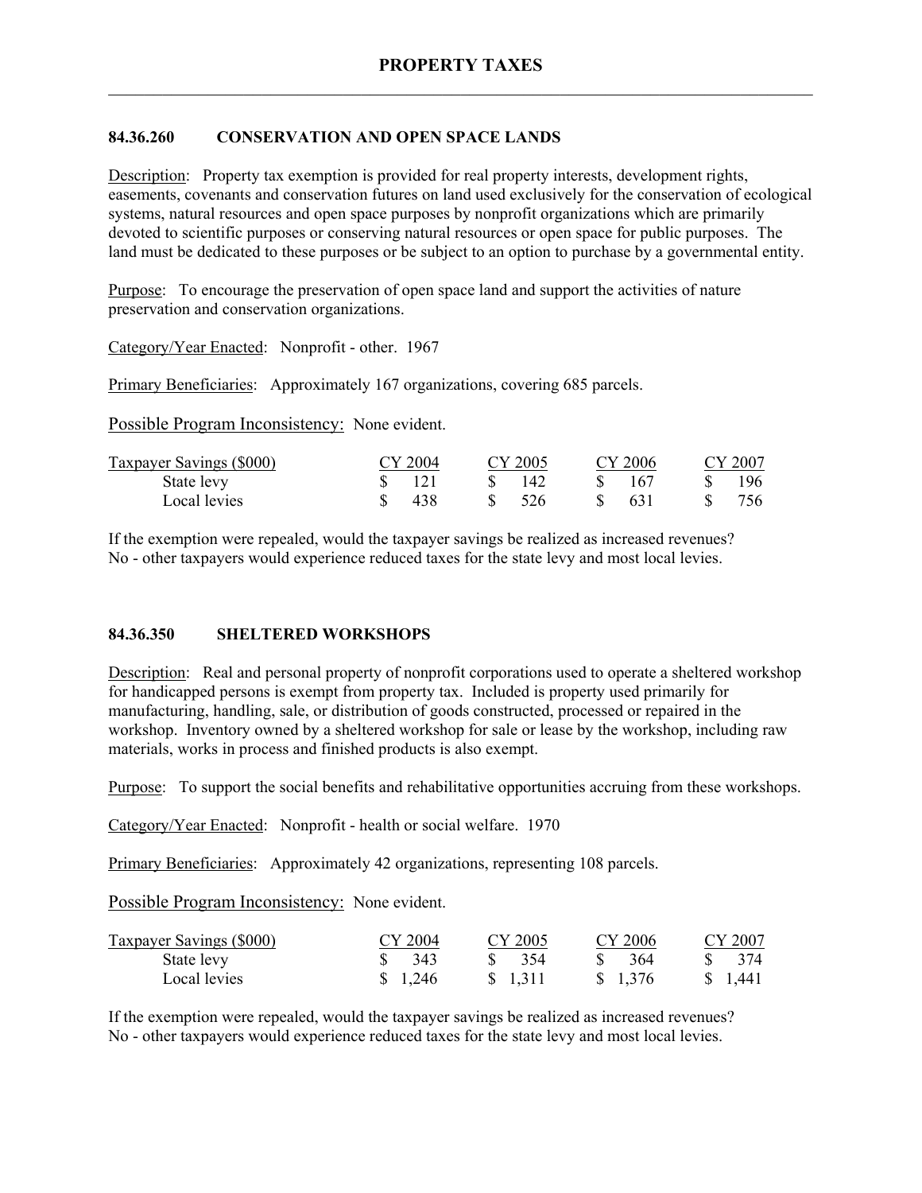# PROPERTY TAXES

## 84.36.260 CONSERVATION AND OPEN SPACE LANDS

Description: Property tax exemption is provided for real property interests, development rights, easements, covenants and conservation futures on land used exclusively for the conservation of ecological systems, natural resources and open space purposes by nonprofit organizations which are primarily devoted to scientific purposes or conserving natural resources or open space for public purposes. The land must be dedicated to these purposes or be subject to an option to purchase by a governmental entity.

Purpose: To encourage the preservation of open space land and support the activities of nature preservation and conservation organizations.

Category/Year Enacted: Nonprofit - other. 1967

Primary Beneficiaries: Approximately 167 organizations, covering 685 parcels.

Possible Program Inconsistency: None evident.

| Taxpayer Savings ($000) | CY 2004 | CY 2005 | CY 2006 | CY 2007 |
|---|---|---|---|---|
| State levy | $ 121 | $ 142 | $ 167 | $ 196 |
| Local levies | $ 438 | $ 526 | $ 631 | $ 756 |

If the exemption were repealed, would the taxpayer savings be realized as increased revenues?
No - other taxpayers would experience reduced taxes for the state levy and most local levies.

## 84.36.350 SHELTERED WORKSHOPS

Description: Real and personal property of nonprofit corporations used to operate a sheltered workshop for handicapped persons is exempt from property tax. Included is property used primarily for manufacturing, handling, sale, or distribution of goods constructed, processed or repaired in the workshop. Inventory owned by a sheltered workshop for sale or lease by the workshop, including raw materials, works in process and finished products is also exempt.

Purpose: To support the social benefits and rehabilitative opportunities accruing from these workshops.

Category/Year Enacted: Nonprofit - health or social welfare. 1970

Primary Beneficiaries: Approximately 42 organizations, representing 108 parcels.

Possible Program Inconsistency: None evident.

| Taxpayer Savings ($000) | CY 2004 | CY 2005 | CY 2006 | CY 2007 |
|---|---|---|---|---|
| State levy | $ 343 | $ 354 | $ 364 | $ 374 |
| Local levies | $ 1,246 | $ 1,311 | $ 1,376 | $ 1,441 |

If the exemption were repealed, would the taxpayer savings be realized as increased revenues?
No - other taxpayers would experience reduced taxes for the state levy and most local levies.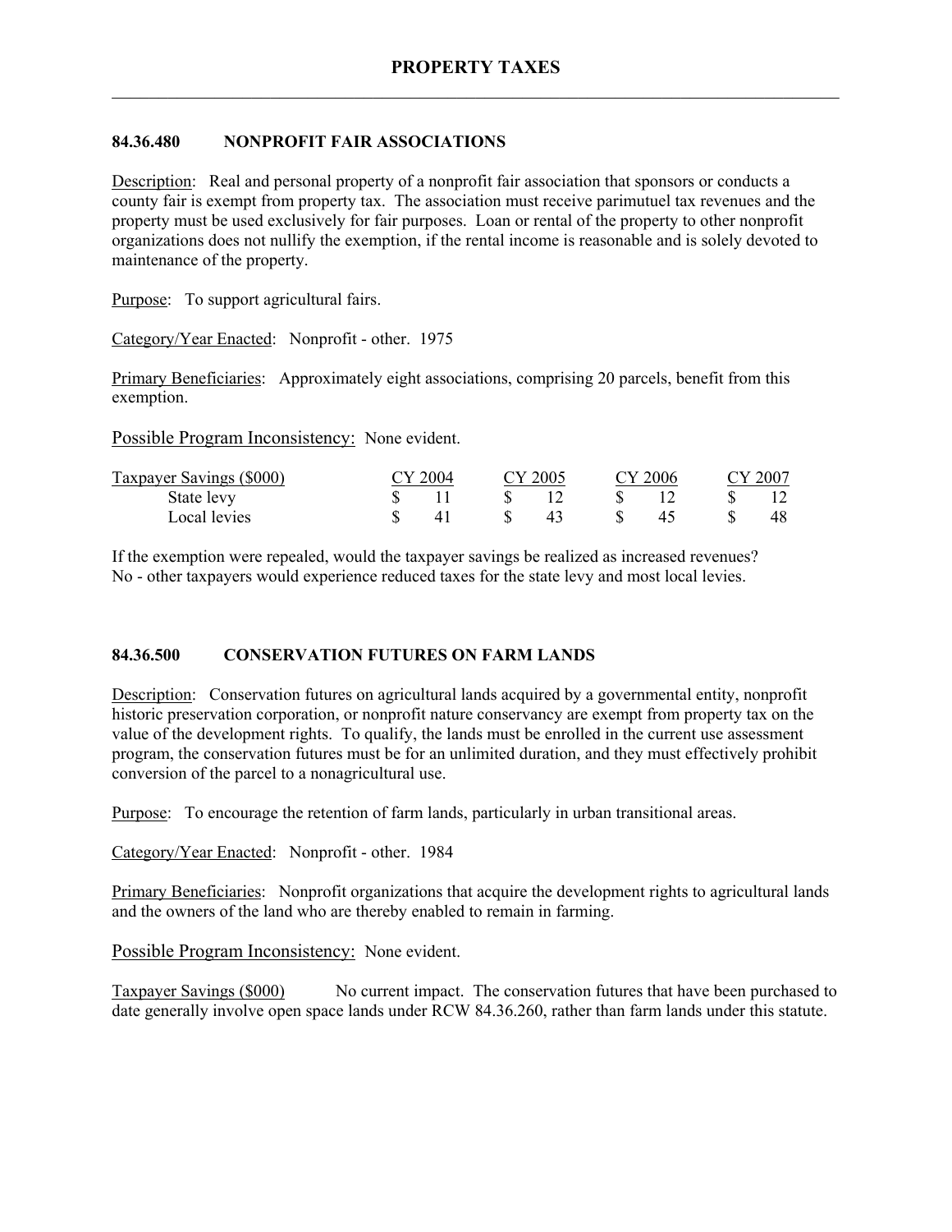## 84.36.480 NONPROFIT FAIR ASSOCIATIONS

Description: Real and personal property of a nonprofit fair association that sponsors or conducts a county fair is exempt from property tax. The association must receive parimutuel tax revenues and the property must be used exclusively for fair purposes. Loan or rental of the property to other nonprofit organizations does not nullify the exemption, if the rental income is reasonable and is solely devoted to maintenance of the property.

Purpose: To support agricultural fairs.

Category/Year Enacted: Nonprofit - other. 1975

Primary Beneficiaries: Approximately eight associations, comprising 20 parcels, benefit from this exemption.

Possible Program Inconsistency: None evident.

| Taxpayer Savings ($000) | CY 2004 | CY 2005 | CY 2006 | CY 2007 |
|---|---|---|---|---|
| State levy | $ 11 | $ 12 | $ 12 | $ 12 |
| Local levies | $ 41 | $ 43 | $ 45 | $ 48 |

If the exemption were repealed, would the taxpayer savings be realized as increased revenues? No - other taxpayers would experience reduced taxes for the state levy and most local levies.

## 84.36.500 CONSERVATION FUTURES ON FARM LANDS

Description: Conservation futures on agricultural lands acquired by a governmental entity, nonprofit historic preservation corporation, or nonprofit nature conservancy are exempt from property tax on the value of the development rights. To qualify, the lands must be enrolled in the current use assessment program, the conservation futures must be for an unlimited duration, and they must effectively prohibit conversion of the parcel to a nonagricultural use.

Purpose: To encourage the retention of farm lands, particularly in urban transitional areas.

Category/Year Enacted: Nonprofit - other. 1984

Primary Beneficiaries: Nonprofit organizations that acquire the development rights to agricultural lands and the owners of the land who are thereby enabled to remain in farming.

Possible Program Inconsistency: None evident.

Taxpayer Savings ($000) No current impact. The conservation futures that have been purchased to date generally involve open space lands under RCW 84.36.260, rather than farm lands under this statute.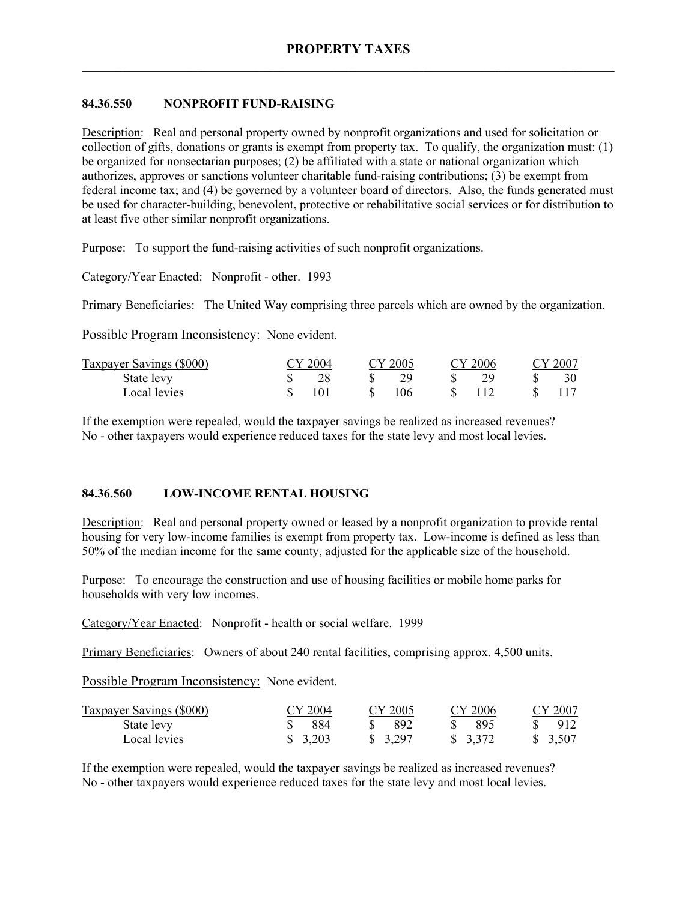## 84.36.550 NONPROFIT FUND-RAISING

Description: Real and personal property owned by nonprofit organizations and used for solicitation or collection of gifts, donations or grants is exempt from property tax. To qualify, the organization must: (1) be organized for nonsectarian purposes; (2) be affiliated with a state or national organization which authorizes, approves or sanctions volunteer charitable fund-raising contributions; (3) be exempt from federal income tax; and (4) be governed by a volunteer board of directors. Also, the funds generated must be used for character-building, benevolent, protective or rehabilitative social services or for distribution to at least five other similar nonprofit organizations.

Purpose: To support the fund-raising activities of such nonprofit organizations.

Category/Year Enacted: Nonprofit - other. 1993

Primary Beneficiaries: The United Way comprising three parcels which are owned by the organization.

Possible Program Inconsistency: None evident.

| Taxpayer Savings ($000) | CY 2004 | CY 2005 | CY 2006 | CY 2007 |
|---|---|---|---|---|
| State levy | $ 28 | $ 29 | $ 29 | $ 30 |
| Local levies | $ 101 | $ 106 | $ 112 | $ 117 |

If the exemption were repealed, would the taxpayer savings be realized as increased revenues?
No - other taxpayers would experience reduced taxes for the state levy and most local levies.

## 84.36.560 LOW-INCOME RENTAL HOUSING

Description: Real and personal property owned or leased by a nonprofit organization to provide rental housing for very low-income families is exempt from property tax. Low-income is defined as less than 50% of the median income for the same county, adjusted for the applicable size of the household.

Purpose: To encourage the construction and use of housing facilities or mobile home parks for households with very low incomes.

Category/Year Enacted: Nonprofit - health or social welfare. 1999

Primary Beneficiaries: Owners of about 240 rental facilities, comprising approx. 4,500 units.

Possible Program Inconsistency: None evident.

| Taxpayer Savings ($000) | CY 2004 | CY 2005 | CY 2006 | CY 2007 |
|---|---|---|---|---|
| State levy | $ 884 | $ 892 | $ 895 | $ 912 |
| Local levies | $ 3,203 | $ 3,297 | $ 3,372 | $ 3,507 |

If the exemption were repealed, would the taxpayer savings be realized as increased revenues?
No - other taxpayers would experience reduced taxes for the state levy and most local levies.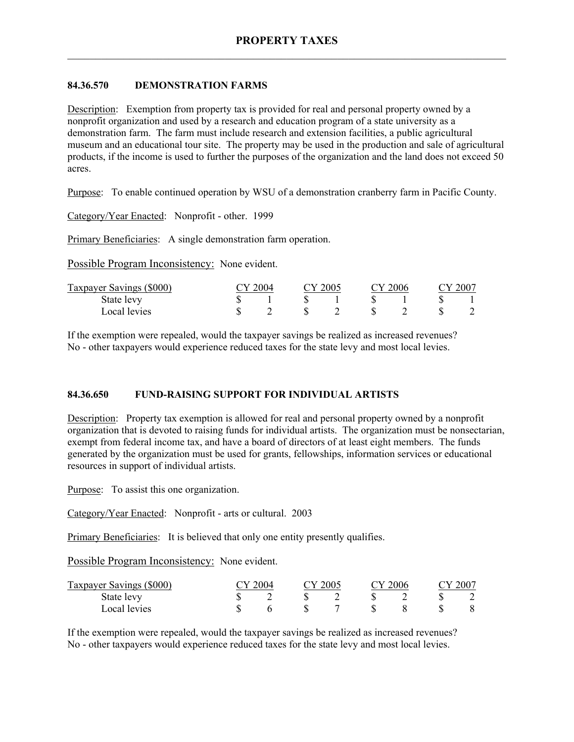## 84.36.570 DEMONSTRATION FARMS

Description: Exemption from property tax is provided for real and personal property owned by a nonprofit organization and used by a research and education program of a state university as a demonstration farm. The farm must include research and extension facilities, a public agricultural museum and an educational tour site. The property may be used in the production and sale of agricultural products, if the income is used to further the purposes of the organization and the land does not exceed 50 acres.

Purpose: To enable continued operation by WSU of a demonstration cranberry farm in Pacific County.

Category/Year Enacted: Nonprofit - other. 1999

Primary Beneficiaries: A single demonstration farm operation.

Possible Program Inconsistency: None evident.

| Taxpayer Savings ($000) | CY 2004 | CY 2005 | CY 2006 | CY 2007 |
|---|---|---|---|---|
| State levy | $ 1 | $ 1 | $ 1 | $ 1 |
| Local levies | $ 2 | $ 2 | $ 2 | $ 2 |

If the exemption were repealed, would the taxpayer savings be realized as increased revenues? No - other taxpayers would experience reduced taxes for the state levy and most local levies.

## 84.36.650 FUND-RAISING SUPPORT FOR INDIVIDUAL ARTISTS

Description: Property tax exemption is allowed for real and personal property owned by a nonprofit organization that is devoted to raising funds for individual artists. The organization must be nonsectarian, exempt from federal income tax, and have a board of directors of at least eight members. The funds generated by the organization must be used for grants, fellowships, information services or educational resources in support of individual artists.

Purpose: To assist this one organization.

Category/Year Enacted: Nonprofit - arts or cultural. 2003

Primary Beneficiaries: It is believed that only one entity presently qualifies.

Possible Program Inconsistency: None evident.

| Taxpayer Savings ($000) | CY 2004 | CY 2005 | CY 2006 | CY 2007 |
|---|---|---|---|---|
| State levy | $ 2 | $ 2 | $ 2 | $ 2 |
| Local levies | $ 6 | $ 7 | $ 8 | $ 8 |

If the exemption were repealed, would the taxpayer savings be realized as increased revenues? No - other taxpayers would experience reduced taxes for the state levy and most local levies.